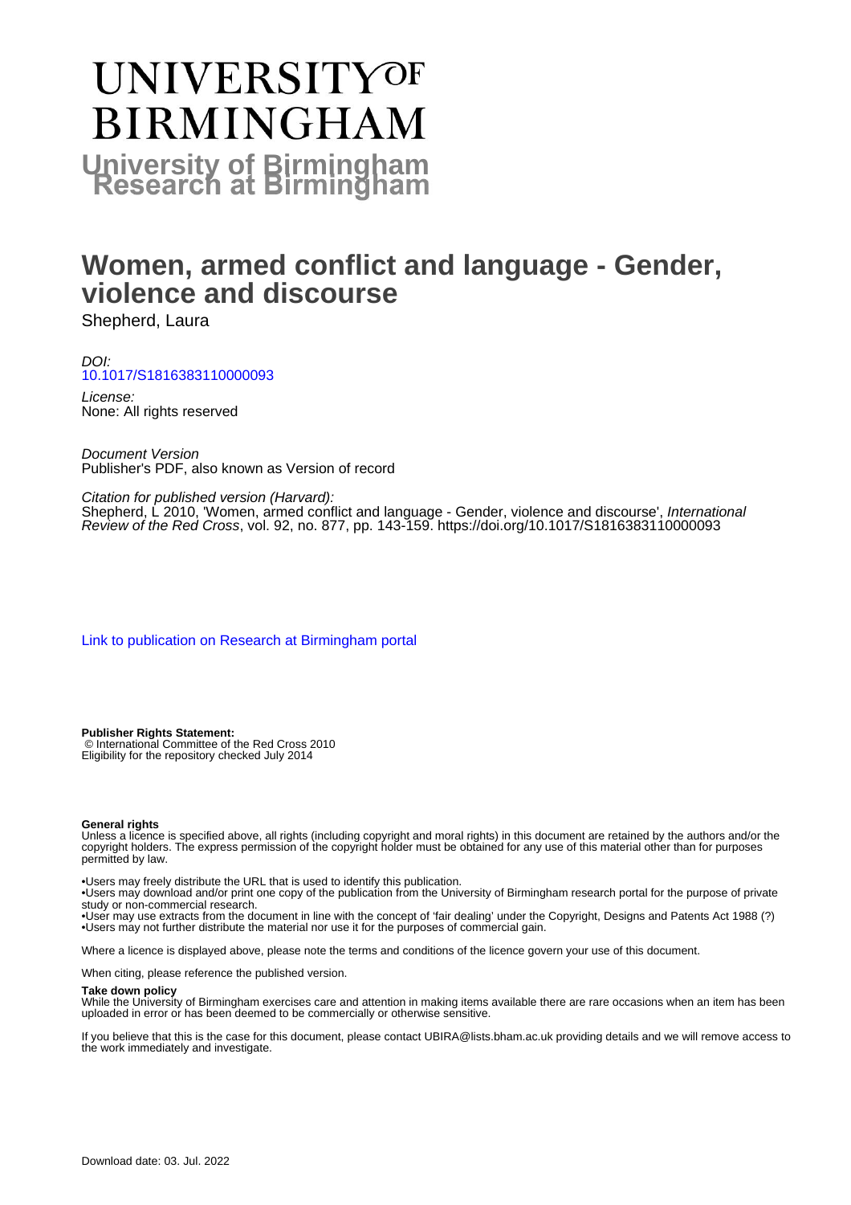# UNIVERSITY OF BIRMINGHAM

**University of Birmingham Research at Birmingham**

# Women, armed conflict and language - Gender, violence and discourse

Shepherd, Laura

*DOI:*
10.1017/S1816383110000093

*License:*
None: All rights reserved

*Document Version*
Publisher's PDF, also known as Version of record

*Citation for published version (Harvard):*
Shepherd, L 2010, 'Women, armed conflict and language - Gender, violence and discourse', *International Review of the Red Cross*, vol. 92, no. 877, pp. 143-159. https://doi.org/10.1017/S1816383110000093

Link to publication on Research at Birmingham portal

**Publisher Rights Statement:**
© International Committee of the Red Cross 2010
Eligibility for the repository checked July 2014

**General rights**
Unless a licence is specified above, all rights (including copyright and moral rights) in this document are retained by the authors and/or the copyright holders. The express permission of the copyright holder must be obtained for any use of this material other than for purposes permitted by law.

•Users may freely distribute the URL that is used to identify this publication.
•Users may download and/or print one copy of the publication from the University of Birmingham research portal for the purpose of private study or non-commercial research.
•User may use extracts from the document in line with the concept of 'fair dealing' under the Copyright, Designs and Patents Act 1988 (?)
•Users may not further distribute the material nor use it for the purposes of commercial gain.

Where a licence is displayed above, please note the terms and conditions of the licence govern your use of this document.

When citing, please reference the published version.

**Take down policy**
While the University of Birmingham exercises care and attention in making items available there are rare occasions when an item has been uploaded in error or has been deemed to be commercially or otherwise sensitive.

If you believe that this is the case for this document, please contact UBIRA@lists.bham.ac.uk providing details and we will remove access to the work immediately and investigate.

Download date: 03. Jul. 2022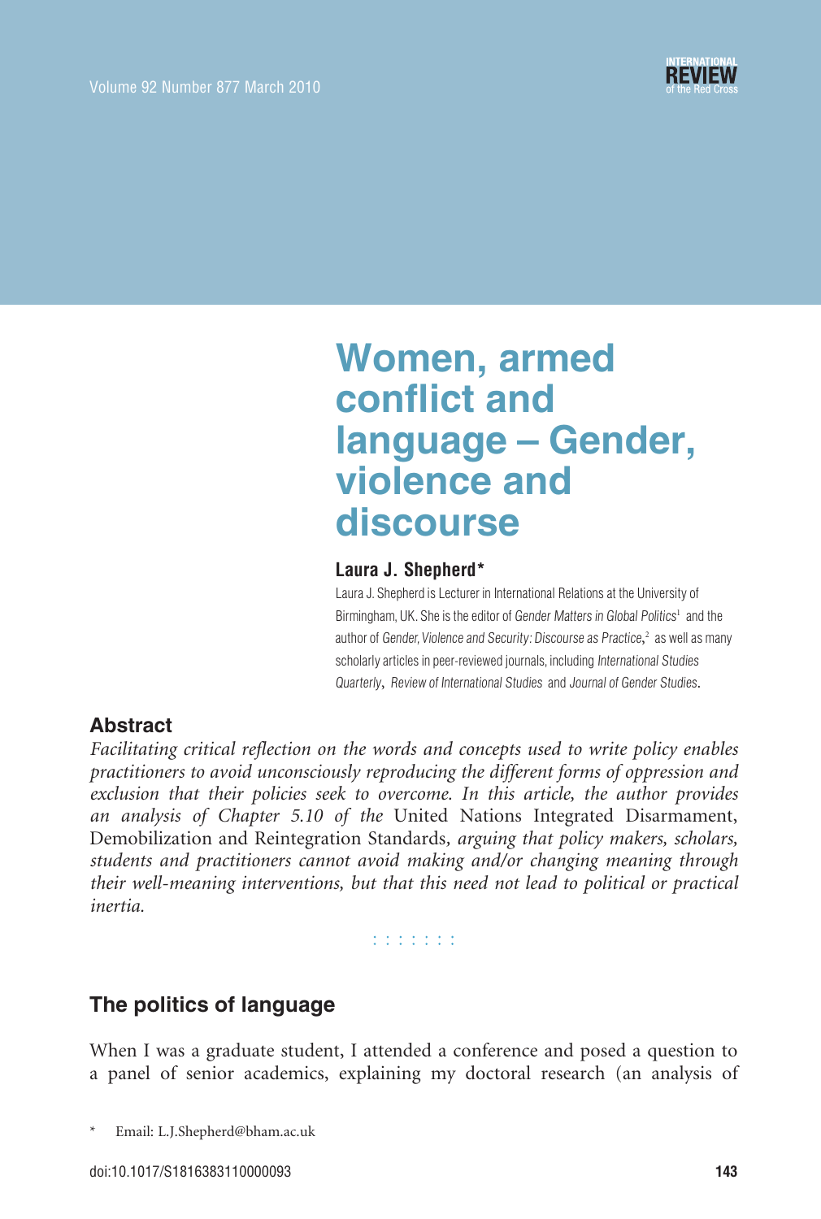# Women, armed conflict and language – Gender, violence and discourse

**Laura J. Shepherd***

Laura J. Shepherd is Lecturer in International Relations at the University of Birmingham, UK. She is the editor of *Gender Matters in Global Politics*[1] and the author of *Gender, Violence and Security: Discourse as Practice*,[2] as well as many scholarly articles in peer-reviewed journals, including *International Studies Quarterly*, *Review of International Studies* and *Journal of Gender Studies*.

## Abstract

*Facilitating critical reflection on the words and concepts used to write policy enables practitioners to avoid unconsciously reproducing the different forms of oppression and exclusion that their policies seek to overcome. In this article, the author provides an analysis of Chapter 5.10 of the* United Nations Integrated Disarmament, Demobilization and Reintegration Standards, *arguing that policy makers, scholars, students and practitioners cannot avoid making and/or changing meaning through their well-meaning interventions, but that this need not lead to political or practical inertia.*

## The politics of language

When I was a graduate student, I attended a conference and posed a question to a panel of senior academics, explaining my doctoral research (an analysis of

\* Email: L.J.Shepherd@bham.ac.uk

doi:10.1017/S1816383110000093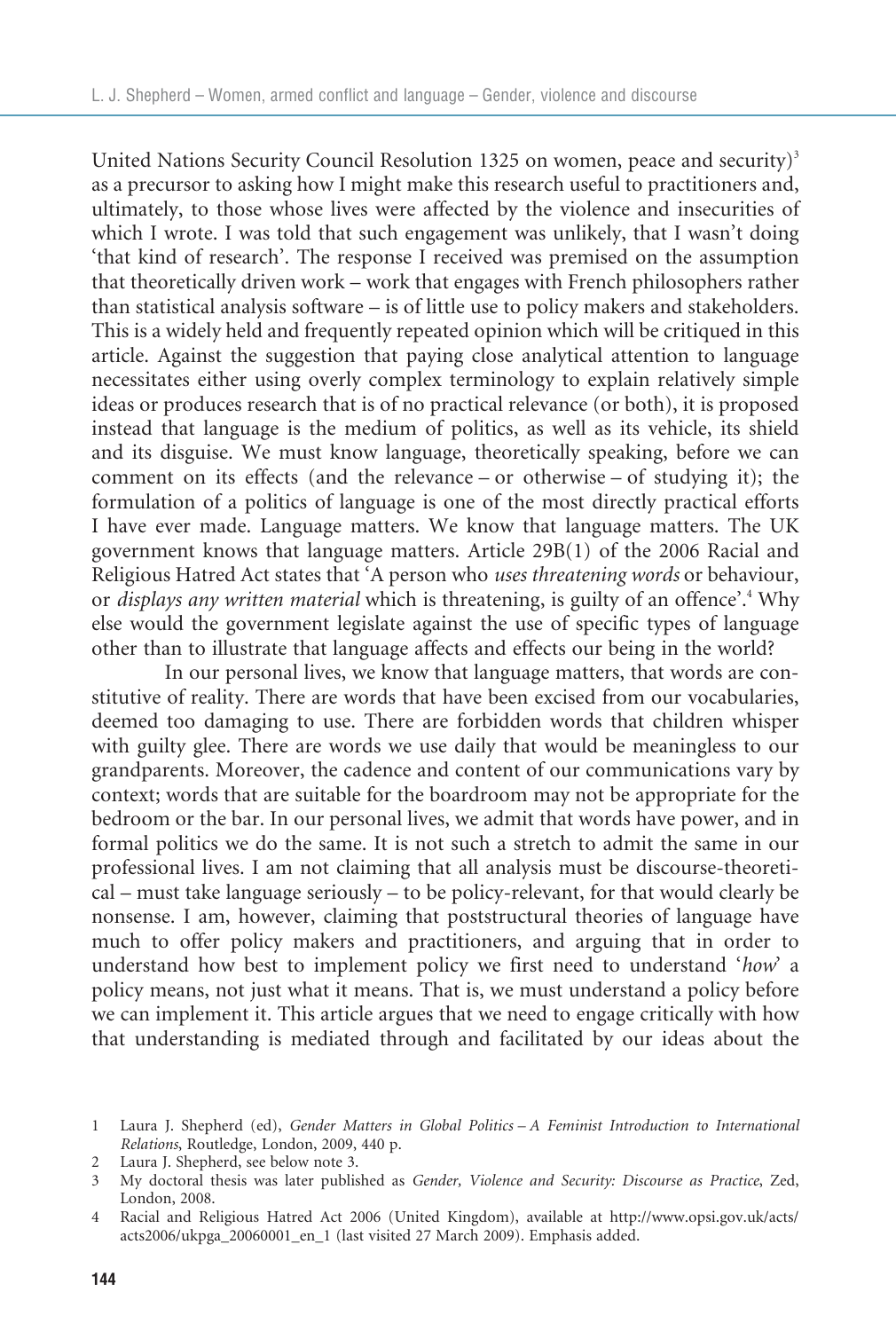United Nations Security Council Resolution 1325 on women, peace and security)[3] as a precursor to asking how I might make this research useful to practitioners and, ultimately, to those whose lives were affected by the violence and insecurities of which I wrote. I was told that such engagement was unlikely, that I wasn't doing 'that kind of research'. The response I received was premised on the assumption that theoretically driven work – work that engages with French philosophers rather than statistical analysis software – is of little use to policy makers and stakeholders. This is a widely held and frequently repeated opinion which will be critiqued in this article. Against the suggestion that paying close analytical attention to language necessitates either using overly complex terminology to explain relatively simple ideas or produces research that is of no practical relevance (or both), it is proposed instead that language is the medium of politics, as well as its vehicle, its shield and its disguise. We must know language, theoretically speaking, before we can comment on its effects (and the relevance – or otherwise – of studying it); the formulation of a politics of language is one of the most directly practical efforts I have ever made. Language matters. We know that language matters. The UK government knows that language matters. Article 29B(1) of the 2006 Racial and Religious Hatred Act states that 'A person who *uses threatening words* or behaviour, or *displays any written material* which is threatening, is guilty of an offence'.[4] Why else would the government legislate against the use of specific types of language other than to illustrate that language affects and effects our being in the world?

In our personal lives, we know that language matters, that words are constitutive of reality. There are words that have been excised from our vocabularies, deemed too damaging to use. There are forbidden words that children whisper with guilty glee. There are words we use daily that would be meaningless to our grandparents. Moreover, the cadence and content of our communications vary by context; words that are suitable for the boardroom may not be appropriate for the bedroom or the bar. In our personal lives, we admit that words have power, and in formal politics we do the same. It is not such a stretch to admit the same in our professional lives. I am not claiming that all analysis must be discourse-theoretical – must take language seriously – to be policy-relevant, for that would clearly be nonsense. I am, however, claiming that poststructural theories of language have much to offer policy makers and practitioners, and arguing that in order to understand how best to implement policy we first need to understand '*how*' a policy means, not just what it means. That is, we must understand a policy before we can implement it. This article argues that we need to engage critically with how that understanding is mediated through and facilitated by our ideas about the

---

1 Laura J. Shepherd (ed), *Gender Matters in Global Politics – A Feminist Introduction to International Relations*, Routledge, London, 2009, 440 p.

2 Laura J. Shepherd, see below note 3.

3 My doctoral thesis was later published as *Gender, Violence and Security: Discourse as Practice*, Zed, London, 2008.

4 Racial and Religious Hatred Act 2006 (United Kingdom), available at http://www.opsi.gov.uk/acts/acts2006/ukpga_20060001_en_1 (last visited 27 March 2009). Emphasis added.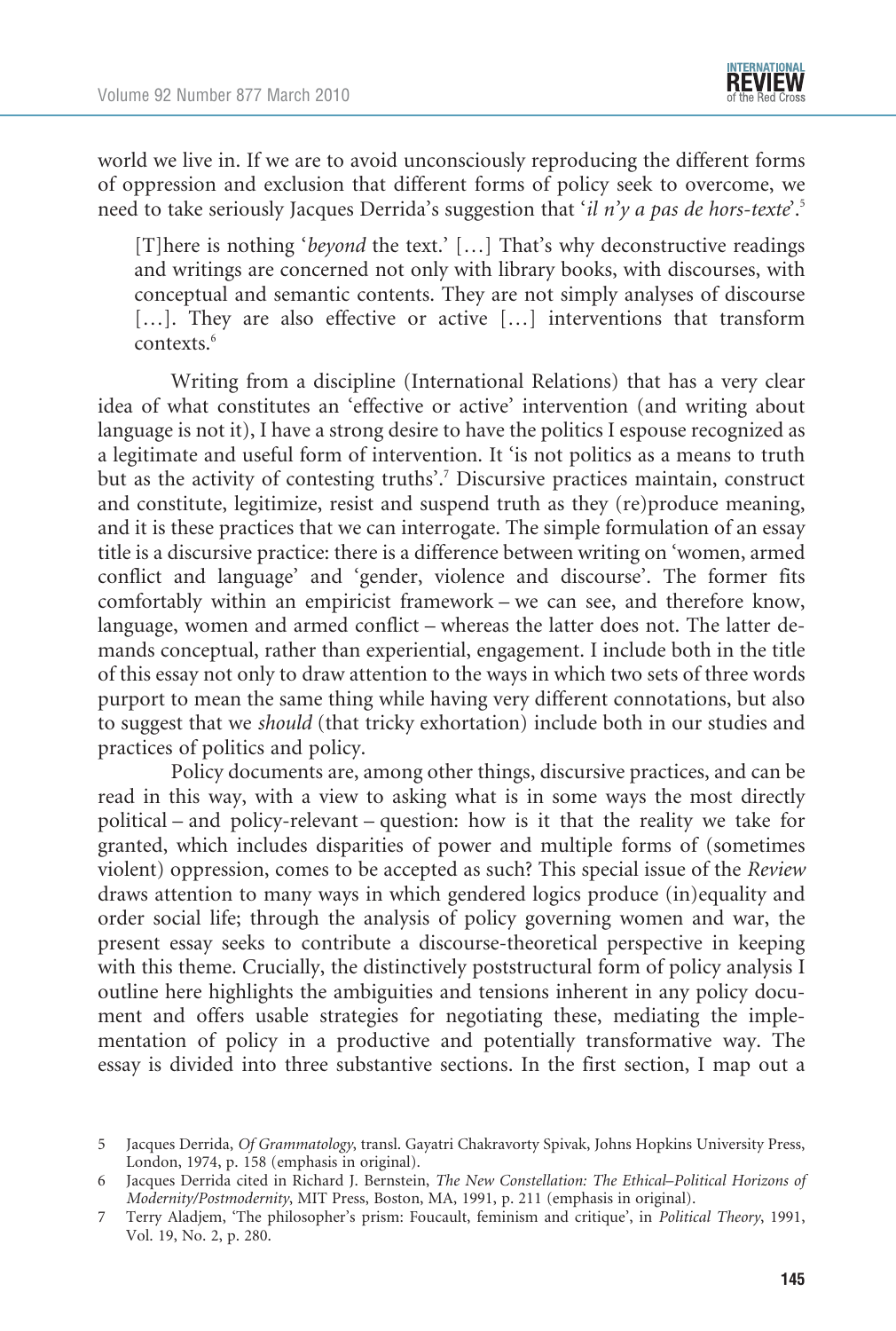world we live in. If we are to avoid unconsciously reproducing the different forms of oppression and exclusion that different forms of policy seek to overcome, we need to take seriously Jacques Derrida's suggestion that '*il n'y a pas de hors-texte*'.[5]

> [T]here is nothing '*beyond* the text.' […] That's why deconstructive readings and writings are concerned not only with library books, with discourses, with conceptual and semantic contents. They are not simply analyses of discourse […]. They are also effective or active […] interventions that transform contexts.[6]

Writing from a discipline (International Relations) that has a very clear idea of what constitutes an 'effective or active' intervention (and writing about language is not it), I have a strong desire to have the politics I espouse recognized as a legitimate and useful form of intervention. It 'is not politics as a means to truth but as the activity of contesting truths'.[7] Discursive practices maintain, construct and constitute, legitimize, resist and suspend truth as they (re)produce meaning, and it is these practices that we can interrogate. The simple formulation of an essay title is a discursive practice: there is a difference between writing on 'women, armed conflict and language' and 'gender, violence and discourse'. The former fits comfortably within an empiricist framework – we can see, and therefore know, language, women and armed conflict – whereas the latter does not. The latter demands conceptual, rather than experiential, engagement. I include both in the title of this essay not only to draw attention to the ways in which two sets of three words purport to mean the same thing while having very different connotations, but also to suggest that we *should* (that tricky exhortation) include both in our studies and practices of politics and policy.

Policy documents are, among other things, discursive practices, and can be read in this way, with a view to asking what is in some ways the most directly political – and policy-relevant – question: how is it that the reality we take for granted, which includes disparities of power and multiple forms of (sometimes violent) oppression, comes to be accepted as such? This special issue of the *Review* draws attention to many ways in which gendered logics produce (in)equality and order social life; through the analysis of policy governing women and war, the present essay seeks to contribute a discourse-theoretical perspective in keeping with this theme. Crucially, the distinctively poststructural form of policy analysis I outline here highlights the ambiguities and tensions inherent in any policy document and offers usable strategies for negotiating these, mediating the implementation of policy in a productive and potentially transformative way. The essay is divided into three substantive sections. In the first section, I map out a

---

5 Jacques Derrida, *Of Grammatology*, transl. Gayatri Chakravorty Spivak, Johns Hopkins University Press, London, 1974, p. 158 (emphasis in original).

6 Jacques Derrida cited in Richard J. Bernstein, *The New Constellation: The Ethical–Political Horizons of Modernity/Postmodernity*, MIT Press, Boston, MA, 1991, p. 211 (emphasis in original).

7 Terry Aladjem, 'The philosopher's prism: Foucault, feminism and critique', in *Political Theory*, 1991, Vol. 19, No. 2, p. 280.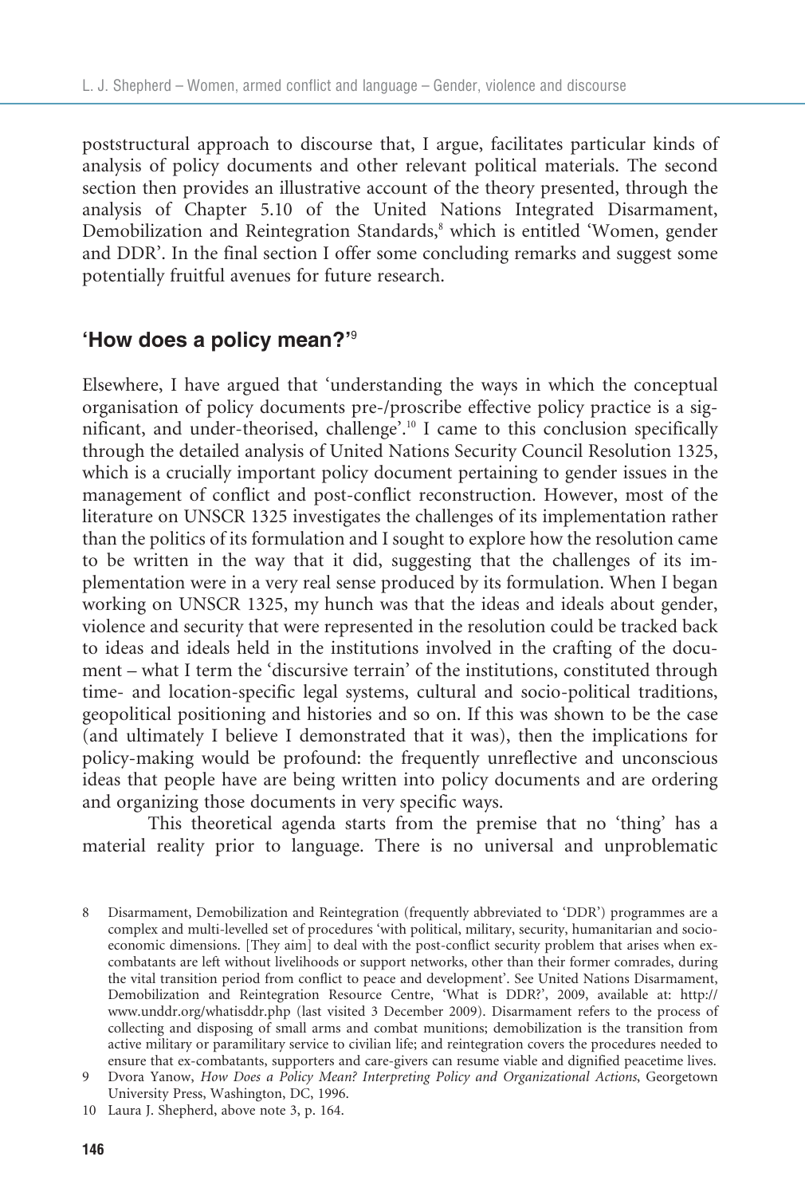poststructural approach to discourse that, I argue, facilitates particular kinds of analysis of policy documents and other relevant political materials. The second section then provides an illustrative account of the theory presented, through the analysis of Chapter 5.10 of the United Nations Integrated Disarmament, Demobilization and Reintegration Standards,[8] which is entitled 'Women, gender and DDR'. In the final section I offer some concluding remarks and suggest some potentially fruitful avenues for future research.

## 'How does a policy mean?'[9]

Elsewhere, I have argued that 'understanding the ways in which the conceptual organisation of policy documents pre-/proscribe effective policy practice is a significant, and under-theorised, challenge'.[10] I came to this conclusion specifically through the detailed analysis of United Nations Security Council Resolution 1325, which is a crucially important policy document pertaining to gender issues in the management of conflict and post-conflict reconstruction. However, most of the literature on UNSCR 1325 investigates the challenges of its implementation rather than the politics of its formulation and I sought to explore how the resolution came to be written in the way that it did, suggesting that the challenges of its implementation were in a very real sense produced by its formulation. When I began working on UNSCR 1325, my hunch was that the ideas and ideals about gender, violence and security that were represented in the resolution could be tracked back to ideas and ideals held in the institutions involved in the crafting of the document – what I term the 'discursive terrain' of the institutions, constituted through time- and location-specific legal systems, cultural and socio-political traditions, geopolitical positioning and histories and so on. If this was shown to be the case (and ultimately I believe I demonstrated that it was), then the implications for policy-making would be profound: the frequently unreflective and unconscious ideas that people have are being written into policy documents and are ordering and organizing those documents in very specific ways.

This theoretical agenda starts from the premise that no 'thing' has a material reality prior to language. There is no universal and unproblematic

---

8 Disarmament, Demobilization and Reintegration (frequently abbreviated to 'DDR') programmes are a complex and multi-levelled set of procedures 'with political, military, security, humanitarian and socio-economic dimensions. [They aim] to deal with the post-conflict security problem that arises when ex-combatants are left without livelihoods or support networks, other than their former comrades, during the vital transition period from conflict to peace and development'. See United Nations Disarmament, Demobilization and Reintegration Resource Centre, 'What is DDR?', 2009, available at: http://www.unddr.org/whatisddr.php (last visited 3 December 2009). Disarmament refers to the process of collecting and disposing of small arms and combat munitions; demobilization is the transition from active military or paramilitary service to civilian life; and reintegration covers the procedures needed to ensure that ex-combatants, supporters and care-givers can resume viable and dignified peacetime lives.

9 Dvora Yanow, *How Does a Policy Mean? Interpreting Policy and Organizational Actions*, Georgetown University Press, Washington, DC, 1996.

10 Laura J. Shepherd, above note 3, p. 164.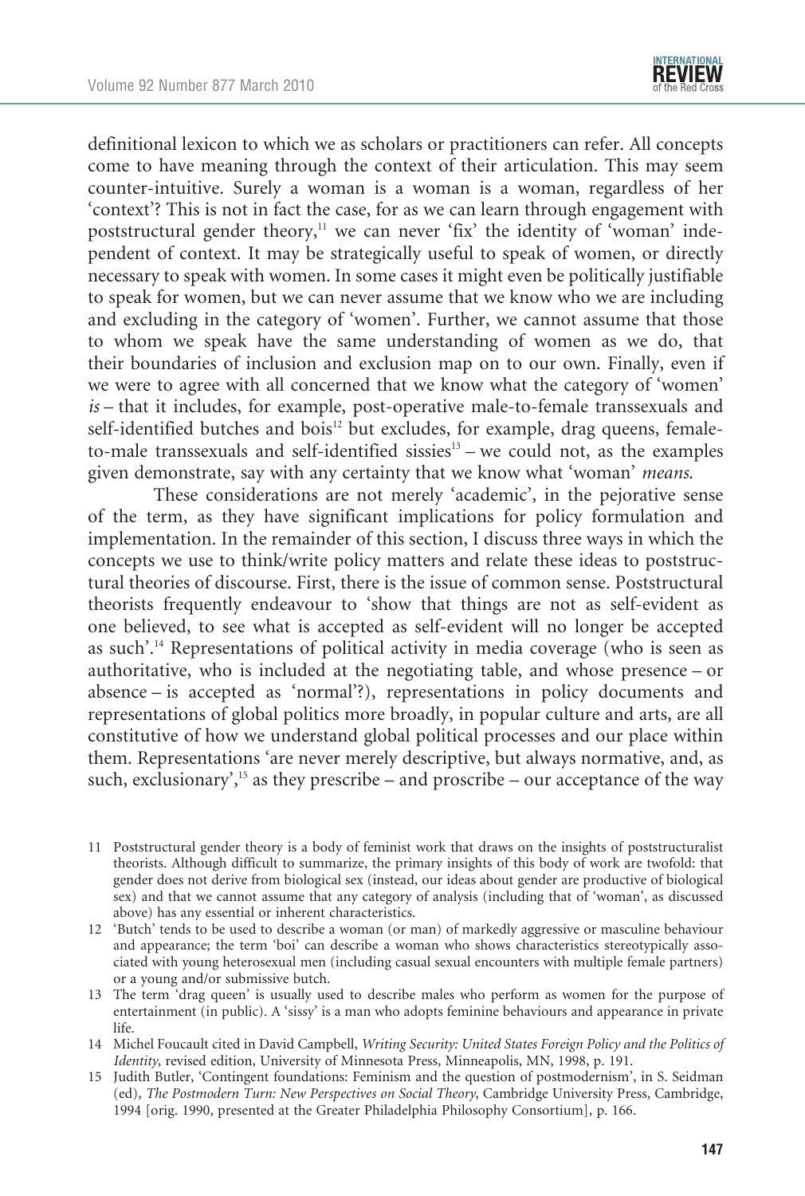definitional lexicon to which we as scholars or practitioners can refer. All concepts come to have meaning through the context of their articulation. This may seem counter-intuitive. Surely a woman is a woman is a woman, regardless of her 'context'? This is not in fact the case, for as we can learn through engagement with poststructural gender theory,[11] we can never 'fix' the identity of 'woman' independent of context. It may be strategically useful to speak of women, or directly necessary to speak with women. In some cases it might even be politically justifiable to speak for women, but we can never assume that we know who we are including and excluding in the category of 'women'. Further, we cannot assume that those to whom we speak have the same understanding of women as we do, that their boundaries of inclusion and exclusion map on to our own. Finally, even if we were to agree with all concerned that we know what the category of 'women' *is* – that it includes, for example, post-operative male-to-female transsexuals and self-identified butches and bois[12] but excludes, for example, drag queens, female-to-male transsexuals and self-identified sissies[13] – we could not, as the examples given demonstrate, say with any certainty that we know what 'woman' *means*.

These considerations are not merely 'academic', in the pejorative sense of the term, as they have significant implications for policy formulation and implementation. In the remainder of this section, I discuss three ways in which the concepts we use to think/write policy matters and relate these ideas to poststructural theories of discourse. First, there is the issue of common sense. Poststructural theorists frequently endeavour to 'show that things are not as self-evident as one believed, to see what is accepted as self-evident will no longer be accepted as such'.[14] Representations of political activity in media coverage (who is seen as authoritative, who is included at the negotiating table, and whose presence – or absence – is accepted as 'normal'?), representations in policy documents and representations of global politics more broadly, in popular culture and arts, are all constitutive of how we understand global political processes and our place within them. Representations 'are never merely descriptive, but always normative, and, as such, exclusionary',[15] as they prescribe – and proscribe – our acceptance of the way

11 Poststructural gender theory is a body of feminist work that draws on the insights of poststructuralist theorists. Although difficult to summarize, the primary insights of this body of work are twofold: that gender does not derive from biological sex (instead, our ideas about gender are productive of biological sex) and that we cannot assume that any category of analysis (including that of 'woman', as discussed above) has any essential or inherent characteristics.

12 'Butch' tends to be used to describe a woman (or man) of markedly aggressive or masculine behaviour and appearance; the term 'boi' can describe a woman who shows characteristics stereotypically associated with young heterosexual men (including casual sexual encounters with multiple female partners) or a young and/or submissive butch.

13 The term 'drag queen' is usually used to describe males who perform as women for the purpose of entertainment (in public). A 'sissy' is a man who adopts feminine behaviours and appearance in private life.

14 Michel Foucault cited in David Campbell, *Writing Security: United States Foreign Policy and the Politics of Identity*, revised edition, University of Minnesota Press, Minneapolis, MN, 1998, p. 191.

15 Judith Butler, 'Contingent foundations: Feminism and the question of postmodernism', in S. Seidman (ed), *The Postmodern Turn: New Perspectives on Social Theory*, Cambridge University Press, Cambridge, 1994 [orig. 1990, presented at the Greater Philadelphia Philosophy Consortium], p. 166.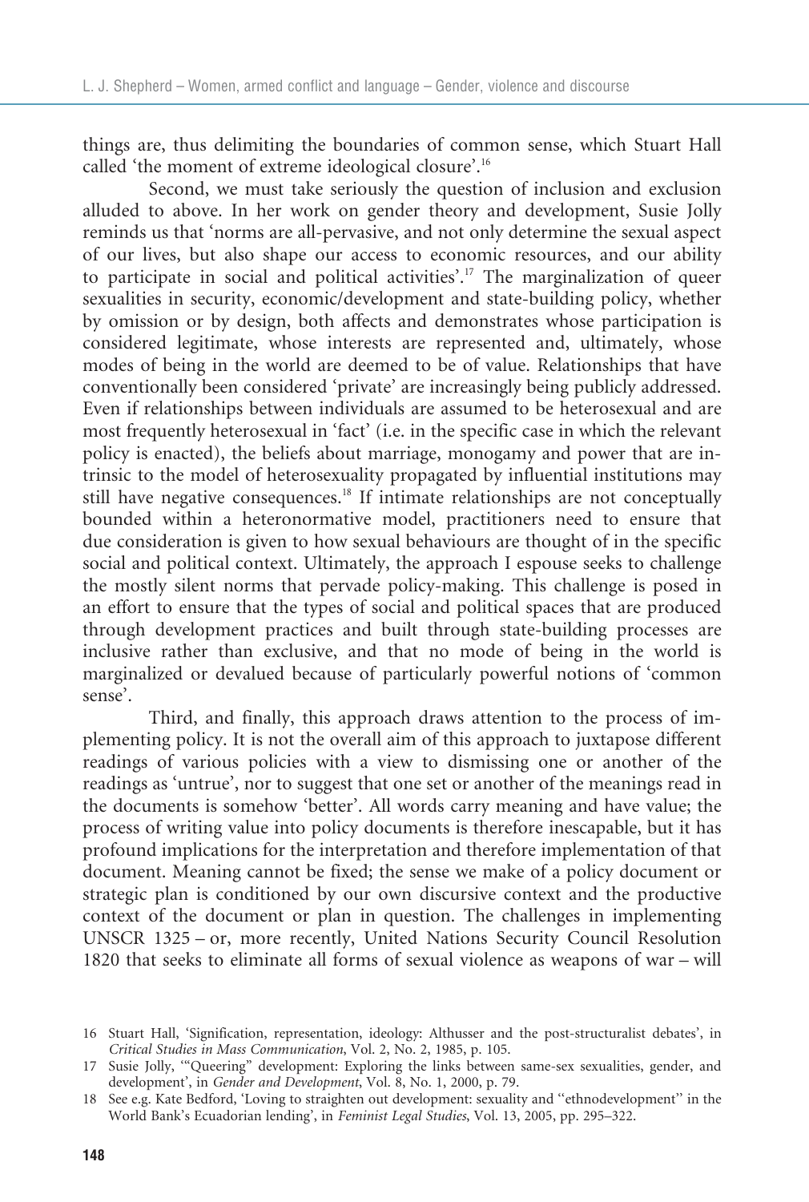things are, thus delimiting the boundaries of common sense, which Stuart Hall called 'the moment of extreme ideological closure'.[16]

Second, we must take seriously the question of inclusion and exclusion alluded to above. In her work on gender theory and development, Susie Jolly reminds us that 'norms are all-pervasive, and not only determine the sexual aspect of our lives, but also shape our access to economic resources, and our ability to participate in social and political activities'.[17] The marginalization of queer sexualities in security, economic/development and state-building policy, whether by omission or by design, both affects and demonstrates whose participation is considered legitimate, whose interests are represented and, ultimately, whose modes of being in the world are deemed to be of value. Relationships that have conventionally been considered 'private' are increasingly being publicly addressed. Even if relationships between individuals are assumed to be heterosexual and are most frequently heterosexual in 'fact' (i.e. in the specific case in which the relevant policy is enacted), the beliefs about marriage, monogamy and power that are intrinsic to the model of heterosexuality propagated by influential institutions may still have negative consequences.[18] If intimate relationships are not conceptually bounded within a heteronormative model, practitioners need to ensure that due consideration is given to how sexual behaviours are thought of in the specific social and political context. Ultimately, the approach I espouse seeks to challenge the mostly silent norms that pervade policy-making. This challenge is posed in an effort to ensure that the types of social and political spaces that are produced through development practices and built through state-building processes are inclusive rather than exclusive, and that no mode of being in the world is marginalized or devalued because of particularly powerful notions of 'common sense'.

Third, and finally, this approach draws attention to the process of implementing policy. It is not the overall aim of this approach to juxtapose different readings of various policies with a view to dismissing one or another of the readings as 'untrue', nor to suggest that one set or another of the meanings read in the documents is somehow 'better'. All words carry meaning and have value; the process of writing value into policy documents is therefore inescapable, but it has profound implications for the interpretation and therefore implementation of that document. Meaning cannot be fixed; the sense we make of a policy document or strategic plan is conditioned by our own discursive context and the productive context of the document or plan in question. The challenges in implementing UNSCR 1325 – or, more recently, United Nations Security Council Resolution 1820 that seeks to eliminate all forms of sexual violence as weapons of war – will

16 Stuart Hall, 'Signification, representation, ideology: Althusser and the post-structuralist debates', in *Critical Studies in Mass Communication*, Vol. 2, No. 2, 1985, p. 105.

17 Susie Jolly, '"Queering" development: Exploring the links between same-sex sexualities, gender, and development', in *Gender and Development*, Vol. 8, No. 1, 2000, p. 79.

18 See e.g. Kate Bedford, 'Loving to straighten out development: sexuality and "ethnodevelopment" in the World Bank's Ecuadorian lending', in *Feminist Legal Studies*, Vol. 13, 2005, pp. 295–322.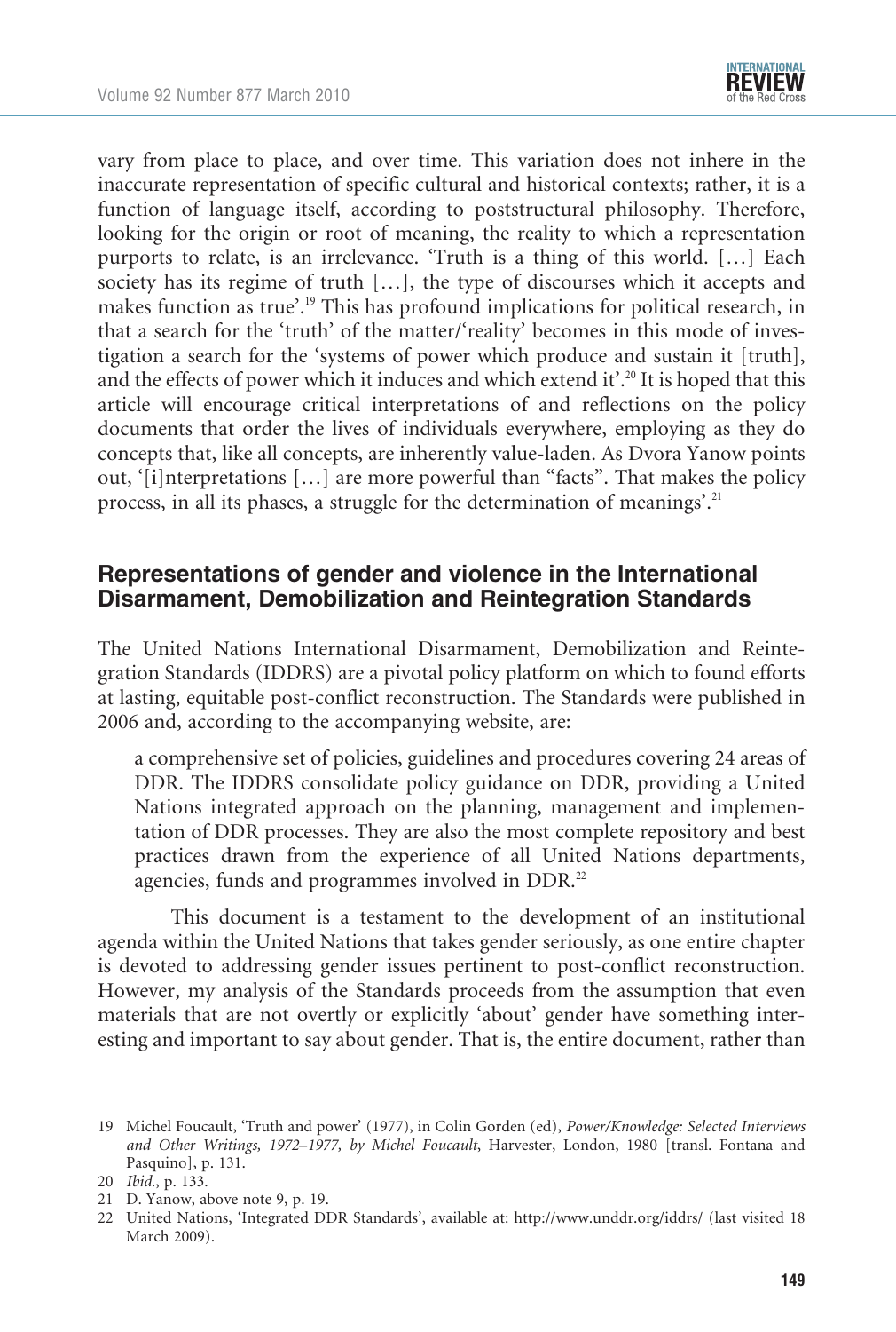vary from place to place, and over time. This variation does not inhere in the inaccurate representation of specific cultural and historical contexts; rather, it is a function of language itself, according to poststructural philosophy. Therefore, looking for the origin or root of meaning, the reality to which a representation purports to relate, is an irrelevance. 'Truth is a thing of this world. […] Each society has its regime of truth […], the type of discourses which it accepts and makes function as true'.[19] This has profound implications for political research, in that a search for the 'truth' of the matter/'reality' becomes in this mode of investigation a search for the 'systems of power which produce and sustain it [truth], and the effects of power which it induces and which extend it'.[20] It is hoped that this article will encourage critical interpretations of and reflections on the policy documents that order the lives of individuals everywhere, employing as they do concepts that, like all concepts, are inherently value-laden. As Dvora Yanow points out, '[i]nterpretations […] are more powerful than "facts". That makes the policy process, in all its phases, a struggle for the determination of meanings'.[21]

## Representations of gender and violence in the International Disarmament, Demobilization and Reintegration Standards

The United Nations International Disarmament, Demobilization and Reintegration Standards (IDDRS) are a pivotal policy platform on which to found efforts at lasting, equitable post-conflict reconstruction. The Standards were published in 2006 and, according to the accompanying website, are:

> a comprehensive set of policies, guidelines and procedures covering 24 areas of DDR. The IDDRS consolidate policy guidance on DDR, providing a United Nations integrated approach on the planning, management and implementation of DDR processes. They are also the most complete repository and best practices drawn from the experience of all United Nations departments, agencies, funds and programmes involved in DDR.[22]

This document is a testament to the development of an institutional agenda within the United Nations that takes gender seriously, as one entire chapter is devoted to addressing gender issues pertinent to post-conflict reconstruction. However, my analysis of the Standards proceeds from the assumption that even materials that are not overtly or explicitly 'about' gender have something interesting and important to say about gender. That is, the entire document, rather than

---

19 Michel Foucault, 'Truth and power' (1977), in Colin Gorden (ed), *Power/Knowledge: Selected Interviews and Other Writings, 1972–1977, by Michel Foucault*, Harvester, London, 1980 [transl. Fontana and Pasquino], p. 131.

20 *Ibid.*, p. 133.

21 D. Yanow, above note 9, p. 19.

22 United Nations, 'Integrated DDR Standards', available at: http://www.unddr.org/iddrs/ (last visited 18 March 2009).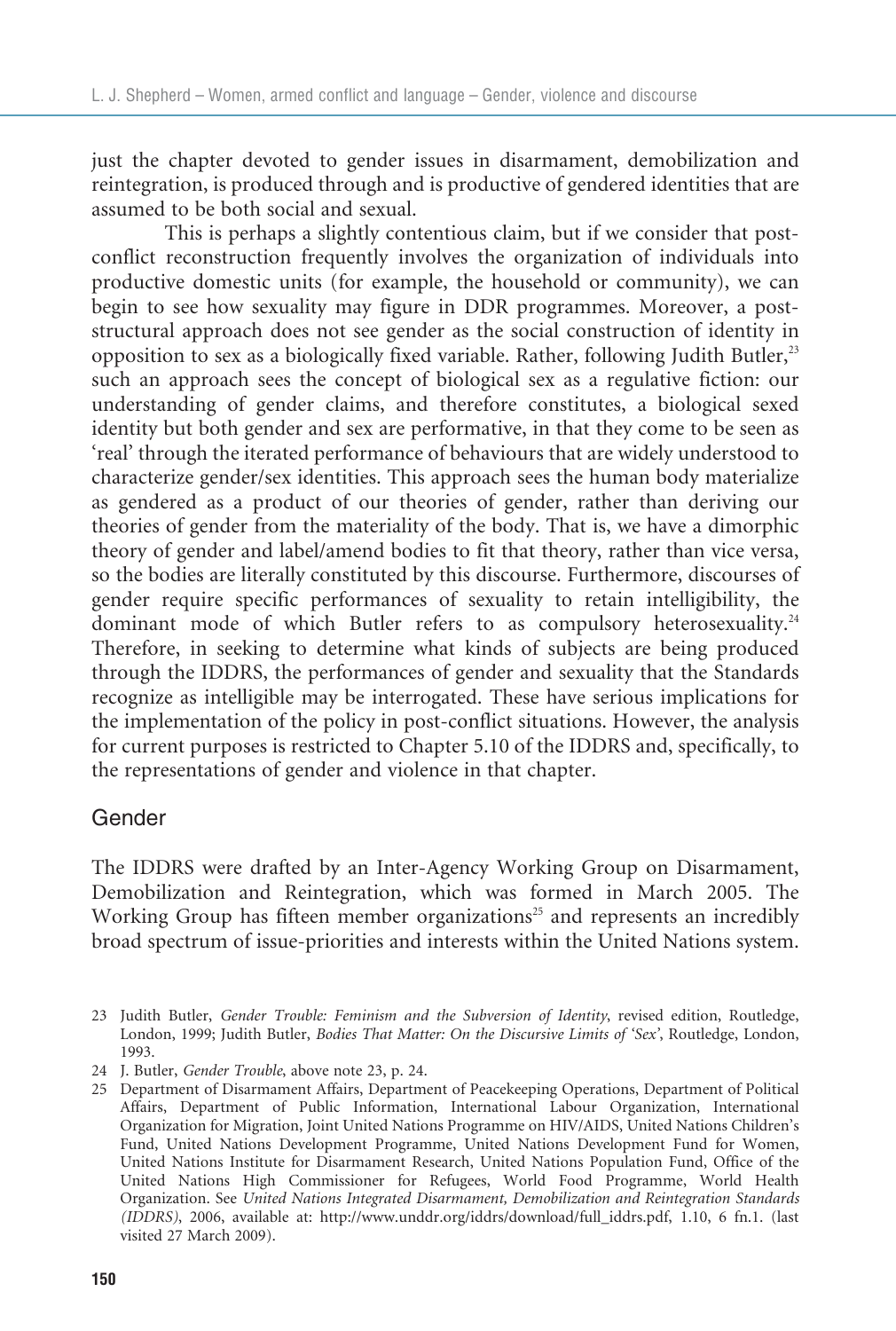just the chapter devoted to gender issues in disarmament, demobilization and reintegration, is produced through and is productive of gendered identities that are assumed to be both social and sexual.

This is perhaps a slightly contentious claim, but if we consider that post-conflict reconstruction frequently involves the organization of individuals into productive domestic units (for example, the household or community), we can begin to see how sexuality may figure in DDR programmes. Moreover, a post-structural approach does not see gender as the social construction of identity in opposition to sex as a biologically fixed variable. Rather, following Judith Butler,[23] such an approach sees the concept of biological sex as a regulative fiction: our understanding of gender claims, and therefore constitutes, a biological sexed identity but both gender and sex are performative, in that they come to be seen as 'real' through the iterated performance of behaviours that are widely understood to characterize gender/sex identities. This approach sees the human body materialize as gendered as a product of our theories of gender, rather than deriving our theories of gender from the materiality of the body. That is, we have a dimorphic theory of gender and label/amend bodies to fit that theory, rather than vice versa, so the bodies are literally constituted by this discourse. Furthermore, discourses of gender require specific performances of sexuality to retain intelligibility, the dominant mode of which Butler refers to as compulsory heterosexuality.[24] Therefore, in seeking to determine what kinds of subjects are being produced through the IDDRS, the performances of gender and sexuality that the Standards recognize as intelligible may be interrogated. These have serious implications for the implementation of the policy in post-conflict situations. However, the analysis for current purposes is restricted to Chapter 5.10 of the IDDRS and, specifically, to the representations of gender and violence in that chapter.

## Gender

The IDDRS were drafted by an Inter-Agency Working Group on Disarmament, Demobilization and Reintegration, which was formed in March 2005. The Working Group has fifteen member organizations[25] and represents an incredibly broad spectrum of issue-priorities and interests within the United Nations system.

23 Judith Butler, *Gender Trouble: Feminism and the Subversion of Identity*, revised edition, Routledge, London, 1999; Judith Butler, *Bodies That Matter: On the Discursive Limits of 'Sex'*, Routledge, London, 1993.

24 J. Butler, *Gender Trouble*, above note 23, p. 24.

25 Department of Disarmament Affairs, Department of Peacekeeping Operations, Department of Political Affairs, Department of Public Information, International Labour Organization, International Organization for Migration, Joint United Nations Programme on HIV/AIDS, United Nations Children's Fund, United Nations Development Programme, United Nations Development Fund for Women, United Nations Institute for Disarmament Research, United Nations Population Fund, Office of the United Nations High Commissioner for Refugees, World Food Programme, World Health Organization. See *United Nations Integrated Disarmament, Demobilization and Reintegration Standards (IDDRS)*, 2006, available at: http://www.unddr.org/iddrs/download/full_iddrs.pdf, 1.10, 6 fn.1. (last visited 27 March 2009).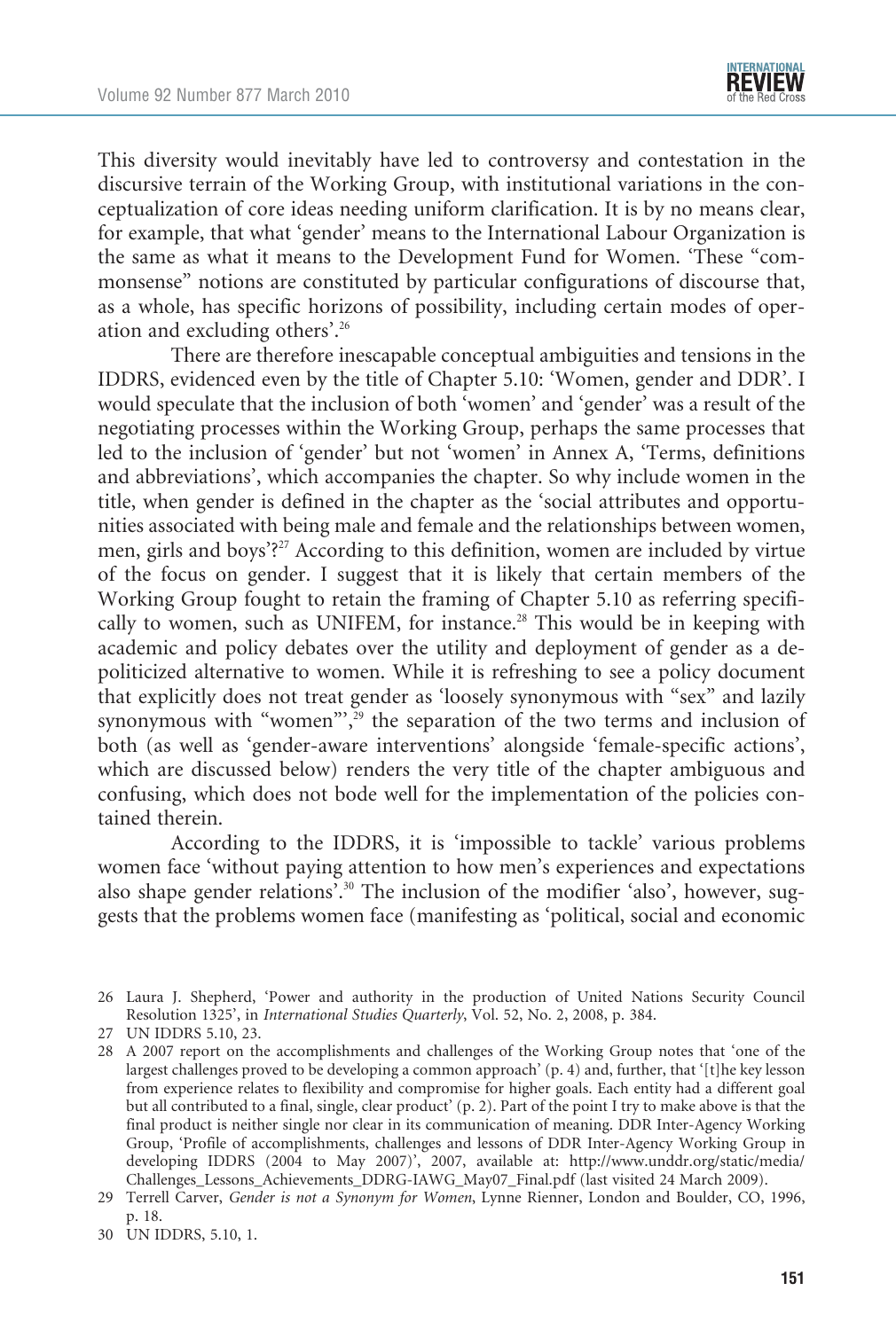This diversity would inevitably have led to controversy and contestation in the discursive terrain of the Working Group, with institutional variations in the conceptualization of core ideas needing uniform clarification. It is by no means clear, for example, that what 'gender' means to the International Labour Organization is the same as what it means to the Development Fund for Women. 'These "commonsense" notions are constituted by particular configurations of discourse that, as a whole, has specific horizons of possibility, including certain modes of operation and excluding others'.[26]

There are therefore inescapable conceptual ambiguities and tensions in the IDDRS, evidenced even by the title of Chapter 5.10: 'Women, gender and DDR'. I would speculate that the inclusion of both 'women' and 'gender' was a result of the negotiating processes within the Working Group, perhaps the same processes that led to the inclusion of 'gender' but not 'women' in Annex A, 'Terms, definitions and abbreviations', which accompanies the chapter. So why include women in the title, when gender is defined in the chapter as the 'social attributes and opportunities associated with being male and female and the relationships between women, men, girls and boys'?[27] According to this definition, women are included by virtue of the focus on gender. I suggest that it is likely that certain members of the Working Group fought to retain the framing of Chapter 5.10 as referring specifically to women, such as UNIFEM, for instance.[28] This would be in keeping with academic and policy debates over the utility and deployment of gender as a depoliticized alternative to women. While it is refreshing to see a policy document that explicitly does not treat gender as 'loosely synonymous with "sex" and lazily synonymous with "women"',[29] the separation of the two terms and inclusion of both (as well as 'gender-aware interventions' alongside 'female-specific actions', which are discussed below) renders the very title of the chapter ambiguous and confusing, which does not bode well for the implementation of the policies contained therein.

According to the IDDRS, it is 'impossible to tackle' various problems women face 'without paying attention to how men's experiences and expectations also shape gender relations'.[30] The inclusion of the modifier 'also', however, suggests that the problems women face (manifesting as 'political, social and economic

26 Laura J. Shepherd, 'Power and authority in the production of United Nations Security Council Resolution 1325', in *International Studies Quarterly*, Vol. 52, No. 2, 2008, p. 384.

27 UN IDDRS 5.10, 23.

28 A 2007 report on the accomplishments and challenges of the Working Group notes that 'one of the largest challenges proved to be developing a common approach' (p. 4) and, further, that '[t]he key lesson from experience relates to flexibility and compromise for higher goals. Each entity had a different goal but all contributed to a final, single, clear product' (p. 2). Part of the point I try to make above is that the final product is neither single nor clear in its communication of meaning. DDR Inter-Agency Working Group, 'Profile of accomplishments, challenges and lessons of DDR Inter-Agency Working Group in developing IDDRS (2004 to May 2007)', 2007, available at: http://www.unddr.org/static/media/Challenges_Lessons_Achievements_DDRG-IAWG_May07_Final.pdf (last visited 24 March 2009).

29 Terrell Carver, *Gender is not a Synonym for Women*, Lynne Rienner, London and Boulder, CO, 1996, p. 18.

30 UN IDDRS, 5.10, 1.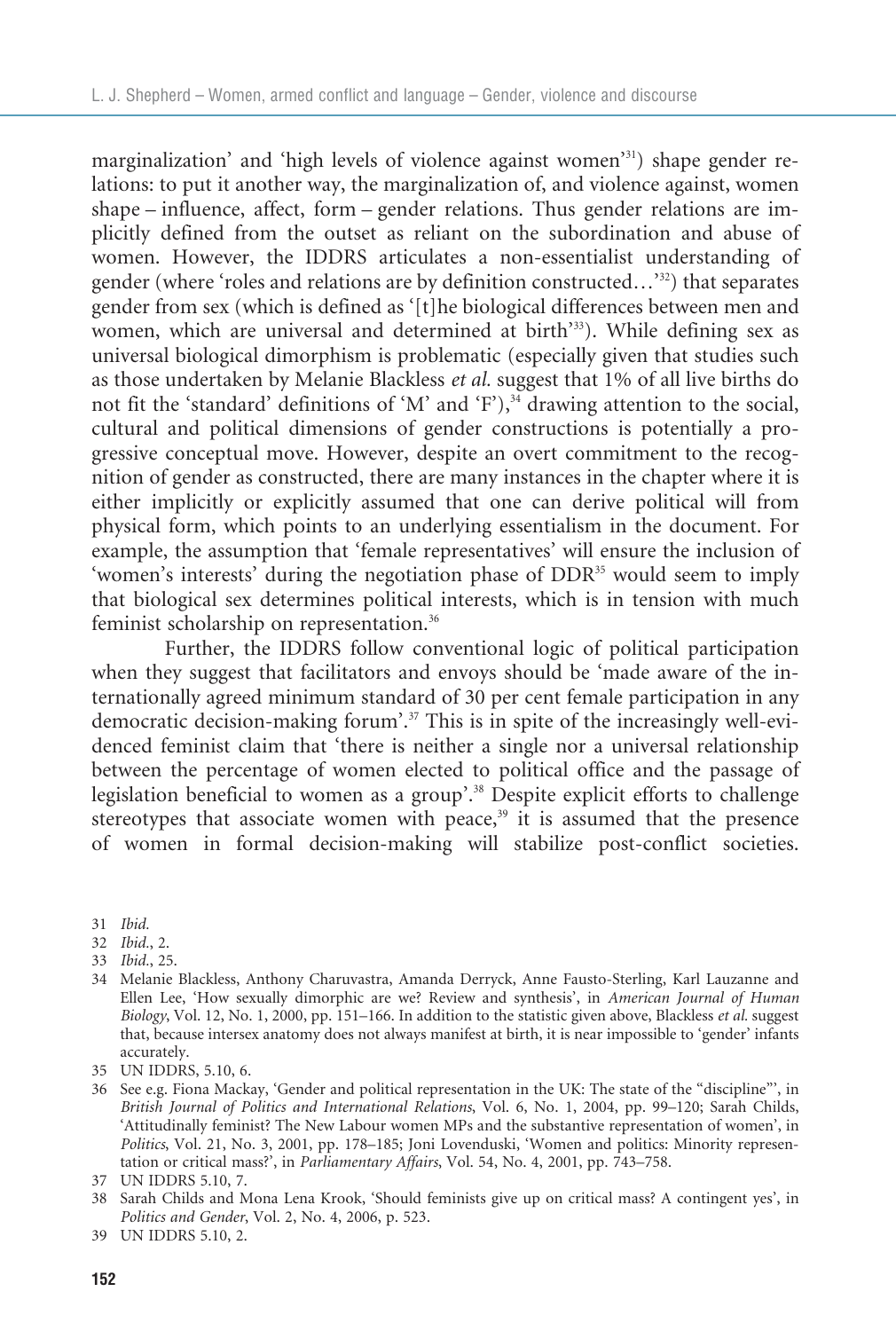marginalization' and 'high levels of violence against women'[31]) shape gender relations: to put it another way, the marginalization of, and violence against, women shape – influence, affect, form – gender relations. Thus gender relations are implicitly defined from the outset as reliant on the subordination and abuse of women. However, the IDDRS articulates a non-essentialist understanding of gender (where 'roles and relations are by definition constructed…'[32]) that separates gender from sex (which is defined as '[t]he biological differences between men and women, which are universal and determined at birth'[33]). While defining sex as universal biological dimorphism is problematic (especially given that studies such as those undertaken by Melanie Blackless *et al.* suggest that 1% of all live births do not fit the 'standard' definitions of 'M' and 'F'),[34] drawing attention to the social, cultural and political dimensions of gender constructions is potentially a progressive conceptual move. However, despite an overt commitment to the recognition of gender as constructed, there are many instances in the chapter where it is either implicitly or explicitly assumed that one can derive political will from physical form, which points to an underlying essentialism in the document. For example, the assumption that 'female representatives' will ensure the inclusion of 'women's interests' during the negotiation phase of DDR[35] would seem to imply that biological sex determines political interests, which is in tension with much feminist scholarship on representation.[36]

Further, the IDDRS follow conventional logic of political participation when they suggest that facilitators and envoys should be 'made aware of the internationally agreed minimum standard of 30 per cent female participation in any democratic decision-making forum'.[37] This is in spite of the increasingly well-evidenced feminist claim that 'there is neither a single nor a universal relationship between the percentage of women elected to political office and the passage of legislation beneficial to women as a group'.[38] Despite explicit efforts to challenge stereotypes that associate women with peace,[39] it is assumed that the presence of women in formal decision-making will stabilize post-conflict societies.

31 *Ibid.*

32 *Ibid.*, 2.

33 *Ibid.*, 25.

34 Melanie Blackless, Anthony Charuvastra, Amanda Derryck, Anne Fausto-Sterling, Karl Lauzanne and Ellen Lee, 'How sexually dimorphic are we? Review and synthesis', in *American Journal of Human Biology*, Vol. 12, No. 1, 2000, pp. 151–166. In addition to the statistic given above, Blackless *et al.* suggest that, because intersex anatomy does not always manifest at birth, it is near impossible to 'gender' infants accurately.

35 UN IDDRS, 5.10, 6.

36 See e.g. Fiona Mackay, 'Gender and political representation in the UK: The state of the "discipline"', in *British Journal of Politics and International Relations*, Vol. 6, No. 1, 2004, pp. 99–120; Sarah Childs, 'Attitudinally feminist? The New Labour women MPs and the substantive representation of women', in *Politics*, Vol. 21, No. 3, 2001, pp. 178–185; Joni Lovenduski, 'Women and politics: Minority representation or critical mass?', in *Parliamentary Affairs*, Vol. 54, No. 4, 2001, pp. 743–758.

37 UN IDDRS 5.10, 7.

38 Sarah Childs and Mona Lena Krook, 'Should feminists give up on critical mass? A contingent yes', in *Politics and Gender*, Vol. 2, No. 4, 2006, p. 523.

39 UN IDDRS 5.10, 2.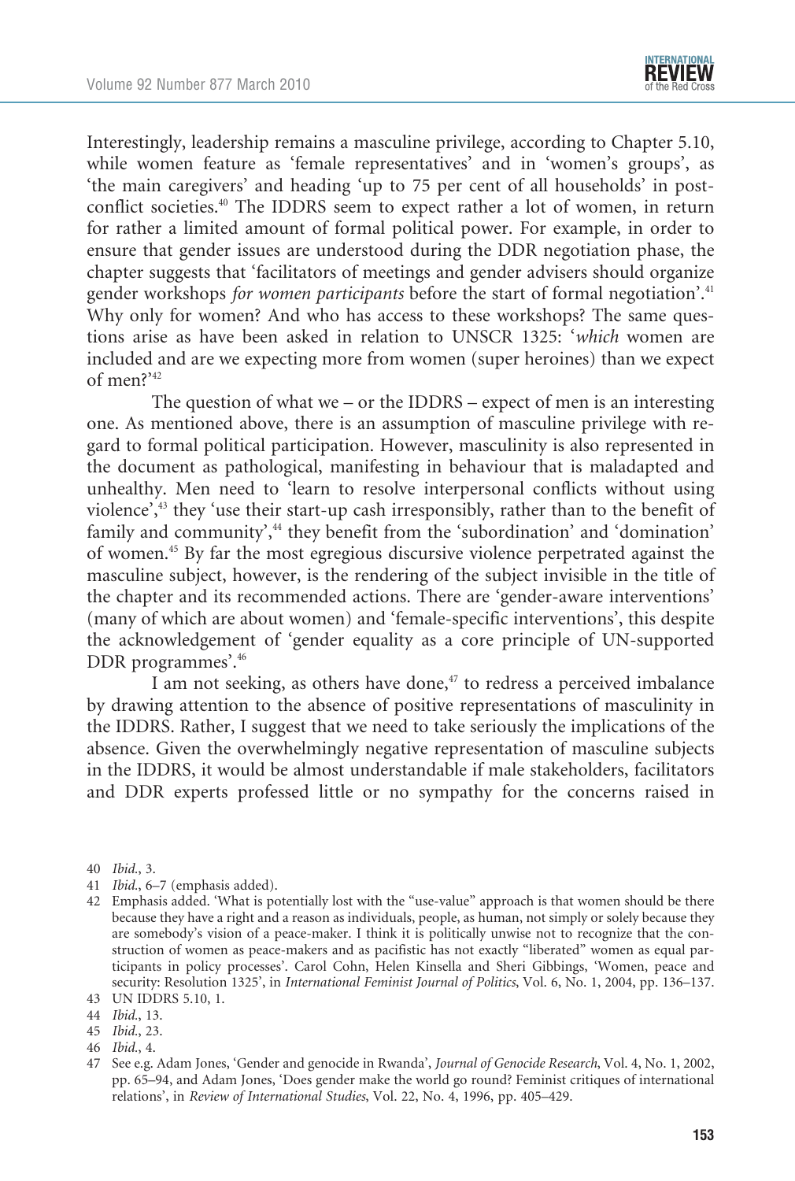Interestingly, leadership remains a masculine privilege, according to Chapter 5.10, while women feature as 'female representatives' and in 'women's groups', as 'the main caregivers' and heading 'up to 75 per cent of all households' in post-conflict societies.[40] The IDDRS seem to expect rather a lot of women, in return for rather a limited amount of formal political power. For example, in order to ensure that gender issues are understood during the DDR negotiation phase, the chapter suggests that 'facilitators of meetings and gender advisers should organize gender workshops *for women participants* before the start of formal negotiation'.[41] Why only for women? And who has access to these workshops? The same questions arise as have been asked in relation to UNSCR 1325: '*which* women are included and are we expecting more from women (super heroines) than we expect of men?'[42]

The question of what we – or the IDDRS – expect of men is an interesting one. As mentioned above, there is an assumption of masculine privilege with regard to formal political participation. However, masculinity is also represented in the document as pathological, manifesting in behaviour that is maladapted and unhealthy. Men need to 'learn to resolve interpersonal conflicts without using violence',[43] they 'use their start-up cash irresponsibly, rather than to the benefit of family and community',[44] they benefit from the 'subordination' and 'domination' of women.[45] By far the most egregious discursive violence perpetrated against the masculine subject, however, is the rendering of the subject invisible in the title of the chapter and its recommended actions. There are 'gender-aware interventions' (many of which are about women) and 'female-specific interventions', this despite the acknowledgement of 'gender equality as a core principle of UN-supported DDR programmes'.[46]

I am not seeking, as others have done,[47] to redress a perceived imbalance by drawing attention to the absence of positive representations of masculinity in the IDDRS. Rather, I suggest that we need to take seriously the implications of the absence. Given the overwhelmingly negative representation of masculine subjects in the IDDRS, it would be almost understandable if male stakeholders, facilitators and DDR experts professed little or no sympathy for the concerns raised in

---

40 *Ibid.*, 3.

41 *Ibid.*, 6–7 (emphasis added).

42 Emphasis added. 'What is potentially lost with the "use-value" approach is that women should be there because they have a right and a reason as individuals, people, as human, not simply or solely because they are somebody's vision of a peace-maker. I think it is politically unwise not to recognize that the construction of women as peace-makers and as pacifistic has not exactly "liberated" women as equal participants in policy processes'. Carol Cohn, Helen Kinsella and Sheri Gibbings, 'Women, peace and security: Resolution 1325', in *International Feminist Journal of Politics*, Vol. 6, No. 1, 2004, pp. 136–137.

43 UN IDDRS 5.10, 1.

44 *Ibid.*, 13.

45 *Ibid.*, 23.

46 *Ibid.*, 4.

47 See e.g. Adam Jones, 'Gender and genocide in Rwanda', *Journal of Genocide Research*, Vol. 4, No. 1, 2002, pp. 65–94, and Adam Jones, 'Does gender make the world go round? Feminist critiques of international relations', in *Review of International Studies*, Vol. 22, No. 4, 1996, pp. 405–429.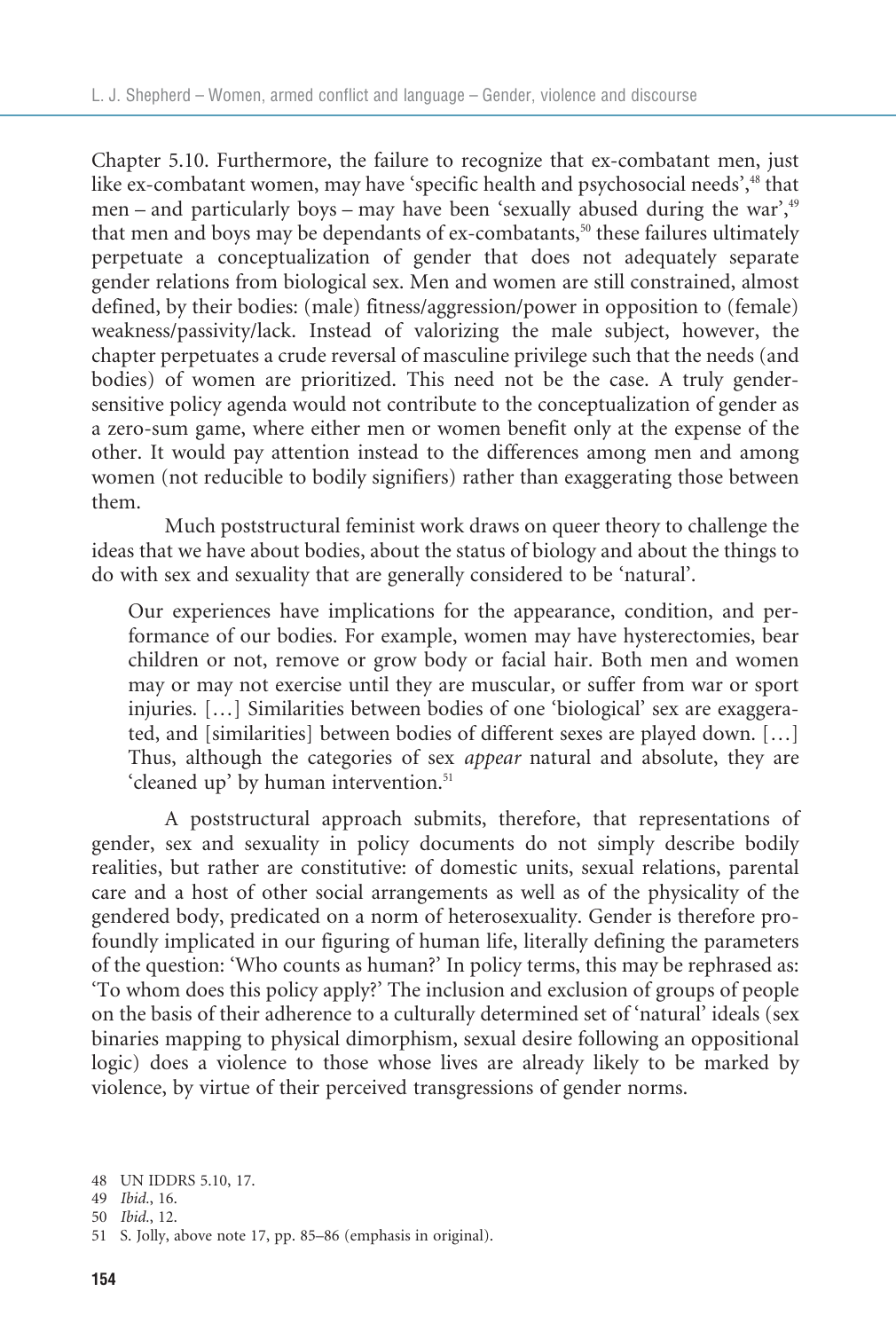Chapter 5.10. Furthermore, the failure to recognize that ex-combatant men, just like ex-combatant women, may have 'specific health and psychosocial needs',[48] that men – and particularly boys – may have been 'sexually abused during the war',[49] that men and boys may be dependants of ex-combatants,[50] these failures ultimately perpetuate a conceptualization of gender that does not adequately separate gender relations from biological sex. Men and women are still constrained, almost defined, by their bodies: (male) fitness/aggression/power in opposition to (female) weakness/passivity/lack. Instead of valorizing the male subject, however, the chapter perpetuates a crude reversal of masculine privilege such that the needs (and bodies) of women are prioritized. This need not be the case. A truly gender-sensitive policy agenda would not contribute to the conceptualization of gender as a zero-sum game, where either men or women benefit only at the expense of the other. It would pay attention instead to the differences among men and among women (not reducible to bodily signifiers) rather than exaggerating those between them.

Much poststructural feminist work draws on queer theory to challenge the ideas that we have about bodies, about the status of biology and about the things to do with sex and sexuality that are generally considered to be 'natural'.

> Our experiences have implications for the appearance, condition, and performance of our bodies. For example, women may have hysterectomies, bear children or not, remove or grow body or facial hair. Both men and women may or may not exercise until they are muscular, or suffer from war or sport injuries. […] Similarities between bodies of one 'biological' sex are exaggerated, and [similarities] between bodies of different sexes are played down. […] Thus, although the categories of sex *appear* natural and absolute, they are 'cleaned up' by human intervention.[51]

A poststructural approach submits, therefore, that representations of gender, sex and sexuality in policy documents do not simply describe bodily realities, but rather are constitutive: of domestic units, sexual relations, parental care and a host of other social arrangements as well as of the physicality of the gendered body, predicated on a norm of heterosexuality. Gender is therefore profoundly implicated in our figuring of human life, literally defining the parameters of the question: 'Who counts as human?' In policy terms, this may be rephrased as: 'To whom does this policy apply?' The inclusion and exclusion of groups of people on the basis of their adherence to a culturally determined set of 'natural' ideals (sex binaries mapping to physical dimorphism, sexual desire following an oppositional logic) does a violence to those whose lives are already likely to be marked by violence, by virtue of their perceived transgressions of gender norms.

48 UN IDDRS 5.10, 17.

49 *Ibid.*, 16.

50 *Ibid.*, 12.

51 S. Jolly, above note 17, pp. 85–86 (emphasis in original).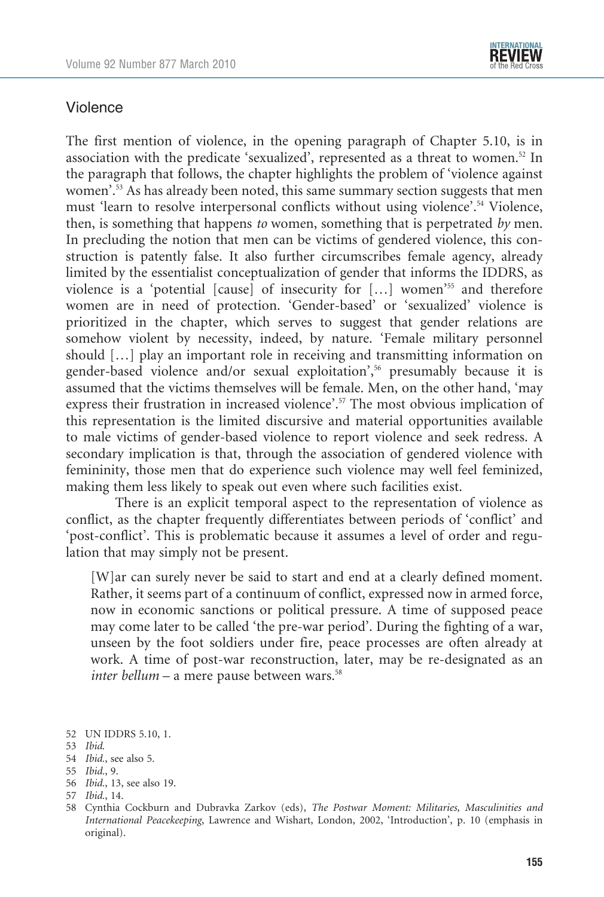## Violence

The first mention of violence, in the opening paragraph of Chapter 5.10, is in association with the predicate 'sexualized', represented as a threat to women.[52] In the paragraph that follows, the chapter highlights the problem of 'violence against women'.[53] As has already been noted, this same summary section suggests that men must 'learn to resolve interpersonal conflicts without using violence'.[54] Violence, then, is something that happens *to* women, something that is perpetrated *by* men. In precluding the notion that men can be victims of gendered violence, this construction is patently false. It also further circumscribes female agency, already limited by the essentialist conceptualization of gender that informs the IDDRS, as violence is a 'potential [cause] of insecurity for […] women'[55] and therefore women are in need of protection. 'Gender-based' or 'sexualized' violence is prioritized in the chapter, which serves to suggest that gender relations are somehow violent by necessity, indeed, by nature. 'Female military personnel should […] play an important role in receiving and transmitting information on gender-based violence and/or sexual exploitation',[56] presumably because it is assumed that the victims themselves will be female. Men, on the other hand, 'may express their frustration in increased violence'.[57] The most obvious implication of this representation is the limited discursive and material opportunities available to male victims of gender-based violence to report violence and seek redress. A secondary implication is that, through the association of gendered violence with femininity, those men that do experience such violence may well feel feminized, making them less likely to speak out even where such facilities exist.

There is an explicit temporal aspect to the representation of violence as conflict, as the chapter frequently differentiates between periods of 'conflict' and 'post-conflict'. This is problematic because it assumes a level of order and regulation that may simply not be present.

> [W]ar can surely never be said to start and end at a clearly defined moment. Rather, it seems part of a continuum of conflict, expressed now in armed force, now in economic sanctions or political pressure. A time of supposed peace may come later to be called 'the pre-war period'. During the fighting of a war, unseen by the foot soldiers under fire, peace processes are often already at work. A time of post-war reconstruction, later, may be re-designated as an *inter bellum* – a mere pause between wars.[58]

52 UN IDDRS 5.10, 1.

53 *Ibid.*

54 *Ibid.*, see also 5.

55 *Ibid.*, 9.

56 *Ibid.*, 13, see also 19.

57 *Ibid.*, 14.

58 Cynthia Cockburn and Dubravka Zarkov (eds), *The Postwar Moment: Militaries, Masculinities and International Peacekeeping*, Lawrence and Wishart, London, 2002, 'Introduction', p. 10 (emphasis in original).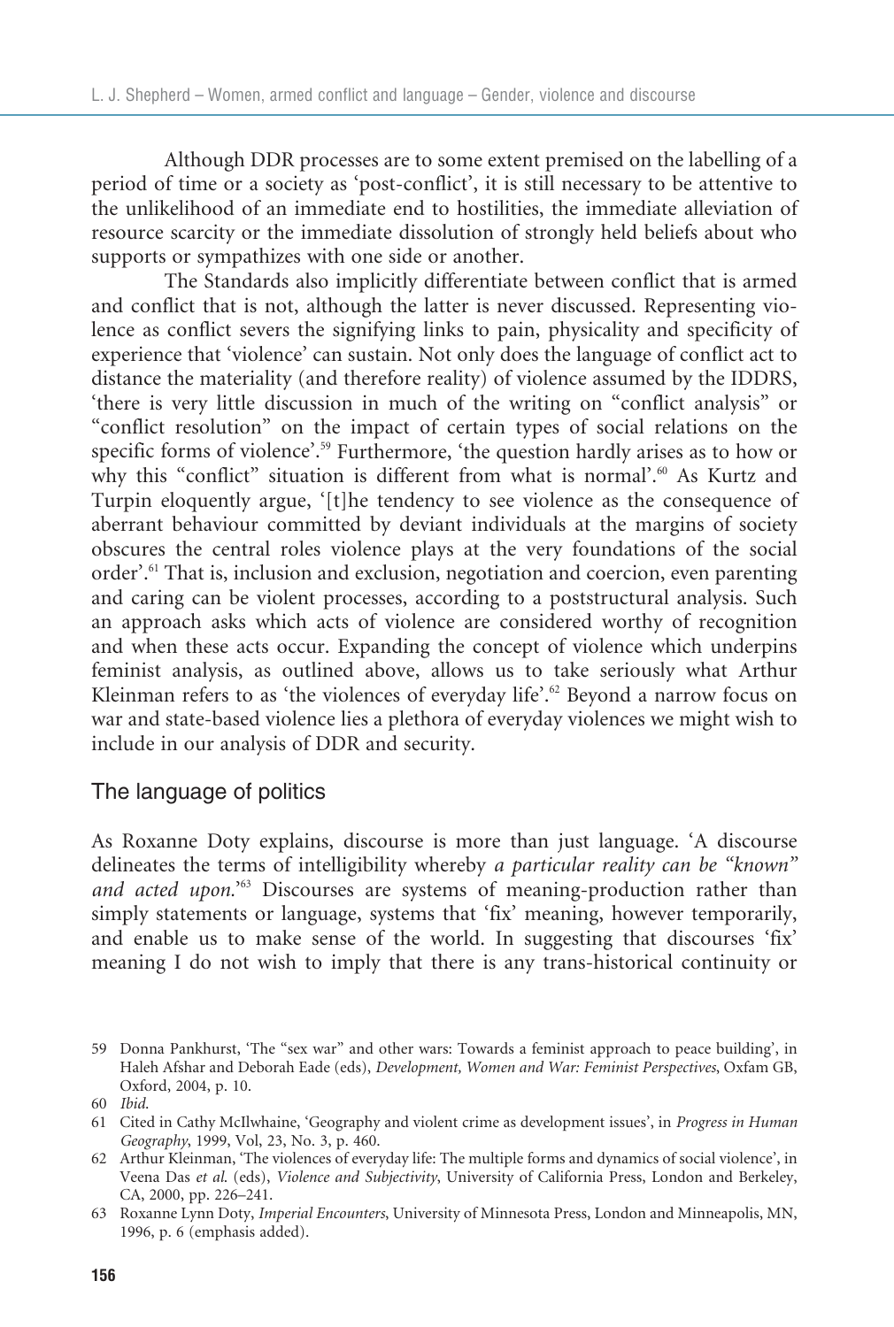Although DDR processes are to some extent premised on the labelling of a period of time or a society as 'post-conflict', it is still necessary to be attentive to the unlikelihood of an immediate end to hostilities, the immediate alleviation of resource scarcity or the immediate dissolution of strongly held beliefs about who supports or sympathizes with one side or another.

The Standards also implicitly differentiate between conflict that is armed and conflict that is not, although the latter is never discussed. Representing violence as conflict severs the signifying links to pain, physicality and specificity of experience that 'violence' can sustain. Not only does the language of conflict act to distance the materiality (and therefore reality) of violence assumed by the IDDRS, 'there is very little discussion in much of the writing on "conflict analysis" or "conflict resolution" on the impact of certain types of social relations on the specific forms of violence'.[59] Furthermore, 'the question hardly arises as to how or why this "conflict" situation is different from what is normal'.[60] As Kurtz and Turpin eloquently argue, '[t]he tendency to see violence as the consequence of aberrant behaviour committed by deviant individuals at the margins of society obscures the central roles violence plays at the very foundations of the social order'.[61] That is, inclusion and exclusion, negotiation and coercion, even parenting and caring can be violent processes, according to a poststructural analysis. Such an approach asks which acts of violence are considered worthy of recognition and when these acts occur. Expanding the concept of violence which underpins feminist analysis, as outlined above, allows us to take seriously what Arthur Kleinman refers to as 'the violences of everyday life'.[62] Beyond a narrow focus on war and state-based violence lies a plethora of everyday violences we might wish to include in our analysis of DDR and security.

## The language of politics

As Roxanne Doty explains, discourse is more than just language. 'A discourse delineates the terms of intelligibility whereby *a particular reality can be "known" and acted upon.*'[63] Discourses are systems of meaning-production rather than simply statements or language, systems that 'fix' meaning, however temporarily, and enable us to make sense of the world. In suggesting that discourses 'fix' meaning I do not wish to imply that there is any trans-historical continuity or

59 Donna Pankhurst, 'The "sex war" and other wars: Towards a feminist approach to peace building', in Haleh Afshar and Deborah Eade (eds), *Development, Women and War: Feminist Perspectives*, Oxfam GB, Oxford, 2004, p. 10.

60 *Ibid.*

61 Cited in Cathy McIlwhaine, 'Geography and violent crime as development issues', in *Progress in Human Geography*, 1999, Vol, 23, No. 3, p. 460.

62 Arthur Kleinman, 'The violences of everyday life: The multiple forms and dynamics of social violence', in Veena Das *et al.* (eds), *Violence and Subjectivity*, University of California Press, London and Berkeley, CA, 2000, pp. 226–241.

63 Roxanne Lynn Doty, *Imperial Encounters*, University of Minnesota Press, London and Minneapolis, MN, 1996, p. 6 (emphasis added).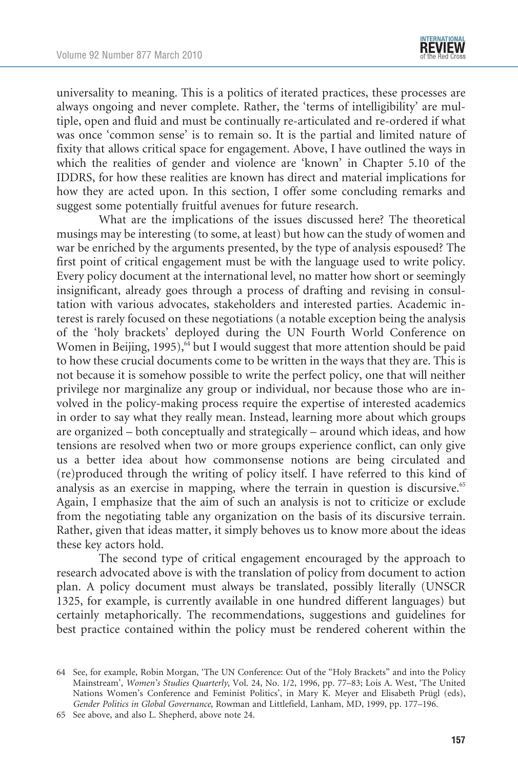universality to meaning. This is a politics of iterated practices, these processes are always ongoing and never complete. Rather, the 'terms of intelligibility' are multiple, open and fluid and must be continually re-articulated and re-ordered if what was once 'common sense' is to remain so. It is the partial and limited nature of fixity that allows critical space for engagement. Above, I have outlined the ways in which the realities of gender and violence are 'known' in Chapter 5.10 of the IDDRS, for how these realities are known has direct and material implications for how they are acted upon. In this section, I offer some concluding remarks and suggest some potentially fruitful avenues for future research.

What are the implications of the issues discussed here? The theoretical musings may be interesting (to some, at least) but how can the study of women and war be enriched by the arguments presented, by the type of analysis espoused? The first point of critical engagement must be with the language used to write policy. Every policy document at the international level, no matter how short or seemingly insignificant, already goes through a process of drafting and revising in consultation with various advocates, stakeholders and interested parties. Academic interest is rarely focused on these negotiations (a notable exception being the analysis of the 'holy brackets' deployed during the UN Fourth World Conference on Women in Beijing, 1995),[64] but I would suggest that more attention should be paid to how these crucial documents come to be written in the ways that they are. This is not because it is somehow possible to write the perfect policy, one that will neither privilege nor marginalize any group or individual, nor because those who are involved in the policy-making process require the expertise of interested academics in order to say what they really mean. Instead, learning more about which groups are organized – both conceptually and strategically – around which ideas, and how tensions are resolved when two or more groups experience conflict, can only give us a better idea about how commonsense notions are being circulated and (re)produced through the writing of policy itself. I have referred to this kind of analysis as an exercise in mapping, where the terrain in question is discursive.[65] Again, I emphasize that the aim of such an analysis is not to criticize or exclude from the negotiating table any organization on the basis of its discursive terrain. Rather, given that ideas matter, it simply behoves us to know more about the ideas these key actors hold.

The second type of critical engagement encouraged by the approach to research advocated above is with the translation of policy from document to action plan. A policy document must always be translated, possibly literally (UNSCR 1325, for example, is currently available in one hundred different languages) but certainly metaphorically. The recommendations, suggestions and guidelines for best practice contained within the policy must be rendered coherent within the

64 See, for example, Robin Morgan, 'The UN Conference: Out of the "Holy Brackets" and into the Policy Mainstream', *Women's Studies Quarterly*, Vol. 24, No. 1/2, 1996, pp. 77–83; Lois A. West, 'The United Nations Women's Conference and Feminist Politics', in Mary K. Meyer and Elisabeth Prügl (eds), *Gender Politics in Global Governance*, Rowman and Littlefield, Lanham, MD, 1999, pp. 177–196.

65 See above, and also L. Shepherd, above note 24.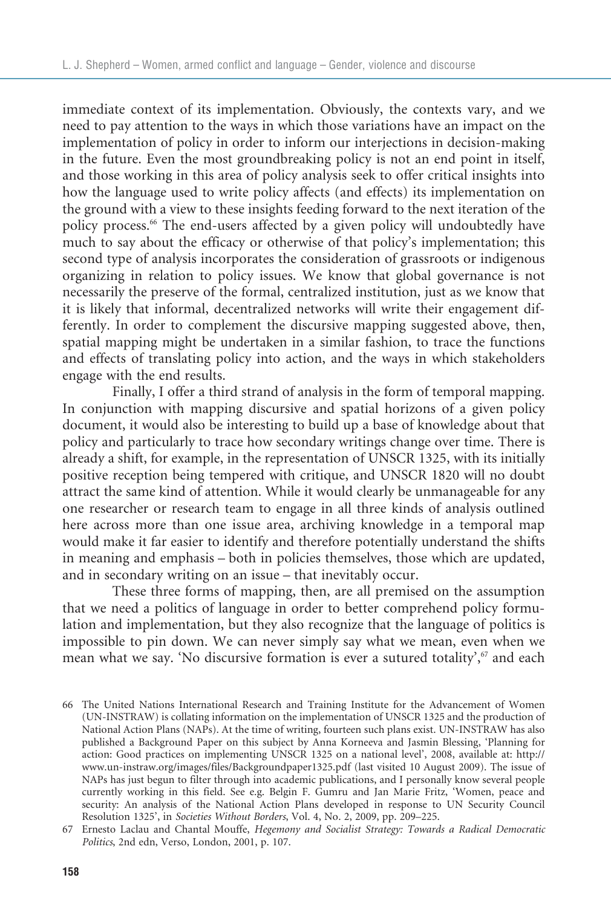immediate context of its implementation. Obviously, the contexts vary, and we need to pay attention to the ways in which those variations have an impact on the implementation of policy in order to inform our interjections in decision-making in the future. Even the most groundbreaking policy is not an end point in itself, and those working in this area of policy analysis seek to offer critical insights into how the language used to write policy affects (and effects) its implementation on the ground with a view to these insights feeding forward to the next iteration of the policy process.[66] The end-users affected by a given policy will undoubtedly have much to say about the efficacy or otherwise of that policy's implementation; this second type of analysis incorporates the consideration of grassroots or indigenous organizing in relation to policy issues. We know that global governance is not necessarily the preserve of the formal, centralized institution, just as we know that it is likely that informal, decentralized networks will write their engagement differently. In order to complement the discursive mapping suggested above, then, spatial mapping might be undertaken in a similar fashion, to trace the functions and effects of translating policy into action, and the ways in which stakeholders engage with the end results.

Finally, I offer a third strand of analysis in the form of temporal mapping. In conjunction with mapping discursive and spatial horizons of a given policy document, it would also be interesting to build up a base of knowledge about that policy and particularly to trace how secondary writings change over time. There is already a shift, for example, in the representation of UNSCR 1325, with its initially positive reception being tempered with critique, and UNSCR 1820 will no doubt attract the same kind of attention. While it would clearly be unmanageable for any one researcher or research team to engage in all three kinds of analysis outlined here across more than one issue area, archiving knowledge in a temporal map would make it far easier to identify and therefore potentially understand the shifts in meaning and emphasis – both in policies themselves, those which are updated, and in secondary writing on an issue – that inevitably occur.

These three forms of mapping, then, are all premised on the assumption that we need a politics of language in order to better comprehend policy formulation and implementation, but they also recognize that the language of politics is impossible to pin down. We can never simply say what we mean, even when we mean what we say. 'No discursive formation is ever a sutured totality',[67] and each

66 The United Nations International Research and Training Institute for the Advancement of Women (UN-INSTRAW) is collating information on the implementation of UNSCR 1325 and the production of National Action Plans (NAPs). At the time of writing, fourteen such plans exist. UN-INSTRAW has also published a Background Paper on this subject by Anna Korneeva and Jasmin Blessing, 'Planning for action: Good practices on implementing UNSCR 1325 on a national level', 2008, available at: http://www.un-instraw.org/images/files/Backgroundpaper1325.pdf (last visited 10 August 2009). The issue of NAPs has just begun to filter through into academic publications, and I personally know several people currently working in this field. See e.g. Belgin F. Gumru and Jan Marie Fritz, 'Women, peace and security: An analysis of the National Action Plans developed in response to UN Security Council Resolution 1325', in *Societies Without Borders*, Vol. 4, No. 2, 2009, pp. 209–225.

67 Ernesto Laclau and Chantal Mouffe, *Hegemony and Socialist Strategy: Towards a Radical Democratic Politics*, 2nd edn, Verso, London, 2001, p. 107.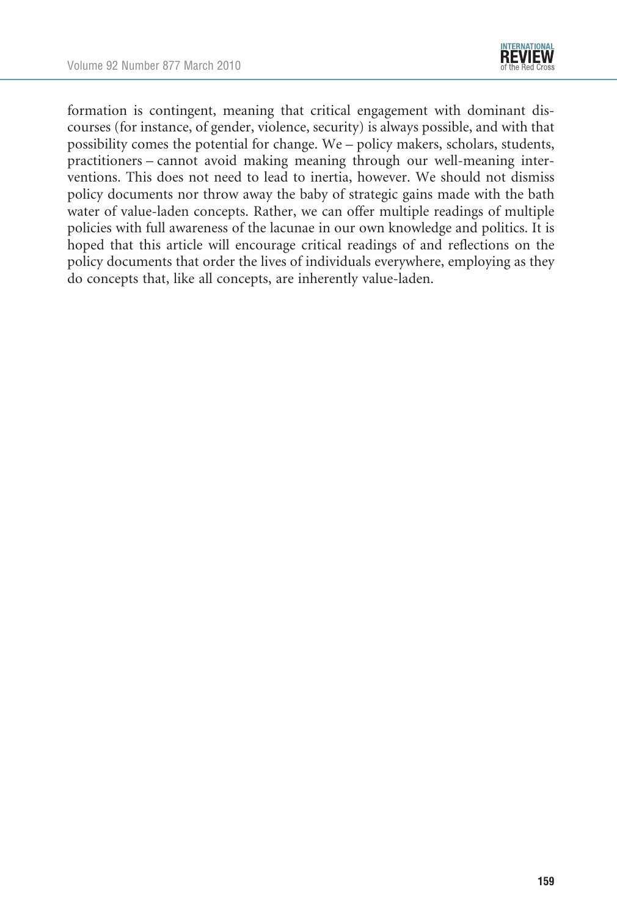formation is contingent, meaning that critical engagement with dominant discourses (for instance, of gender, violence, security) is always possible, and with that possibility comes the potential for change. We – policy makers, scholars, students, practitioners – cannot avoid making meaning through our well-meaning interventions. This does not need to lead to inertia, however. We should not dismiss policy documents nor throw away the baby of strategic gains made with the bath water of value-laden concepts. Rather, we can offer multiple readings of multiple policies with full awareness of the lacunae in our own knowledge and politics. It is hoped that this article will encourage critical readings of and reflections on the policy documents that order the lives of individuals everywhere, employing as they do concepts that, like all concepts, are inherently value-laden.